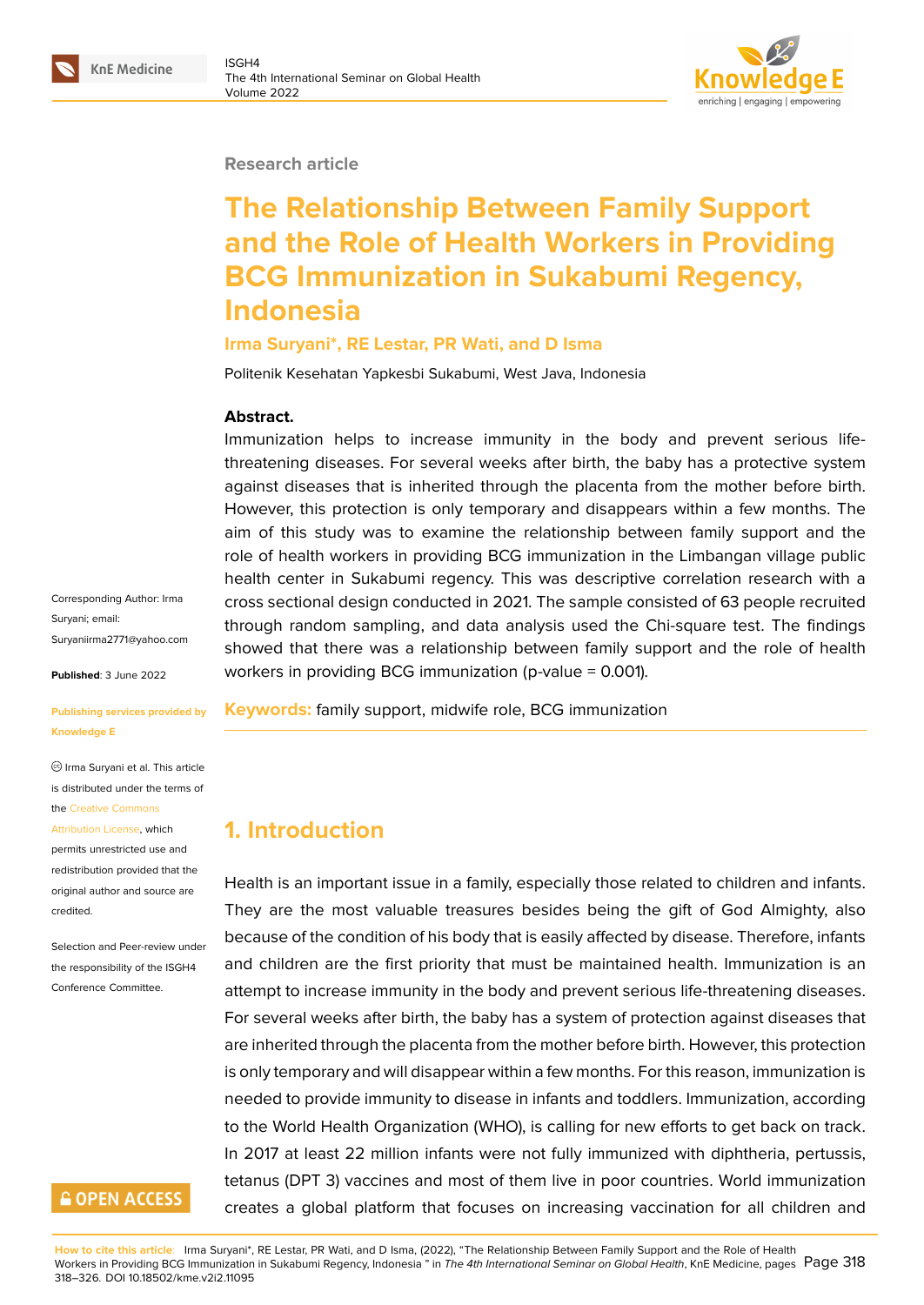Research article

# The Relationship Between Family Support and the Role of Health Workers in Providing BCG Immunization in Sukabumi Regency, Indonesia

**Irma Suryani*, RE Lestar, PR Wati, and D Isma**

Politenik Kesehatan Yapkesbi Sukabumi, West Java, Indonesia

Corresponding Author: Irma Suryani; email: Suryaniirma2771@yahoo.com

**Published**: 3 June 2022

**Publishing services provided by Knowledge E**

© Irma Suryani et al. This article is distributed under the terms of the Creative Commons Attribution License, which permits unrestricted use and redistribution provided that the original author and source are credited.

Selection and Peer-review under the responsibility of the ISGH4 Conference Committee.

**Abstract.**
Immunization helps to increase immunity in the body and prevent serious life-threatening diseases. For several weeks after birth, the baby has a protective system against diseases that is inherited through the placenta from the mother before birth. However, this protection is only temporary and disappears within a few months. The aim of this study was to examine the relationship between family support and the role of health workers in providing BCG immunization in the Limbangan village public health center in Sukabumi regency. This was descriptive correlation research with a cross sectional design conducted in 2021. The sample consisted of 63 people recruited through random sampling, and data analysis used the Chi-square test. The findings showed that there was a relationship between family support and the role of health workers in providing BCG immunization (p-value = 0.001).

**Keywords:** family support, midwife role, BCG immunization

## 1. Introduction

Health is an important issue in a family, especially those related to children and infants. They are the most valuable treasures besides being the gift of God Almighty, also because of the condition of his body that is easily affected by disease. Therefore, infants and children are the first priority that must be maintained health. Immunization is an attempt to increase immunity in the body and prevent serious life-threatening diseases. For several weeks after birth, the baby has a system of protection against diseases that are inherited through the placenta from the mother before birth. However, this protection is only temporary and will disappear within a few months. For this reason, immunization is needed to provide immunity to disease in infants and toddlers. Immunization, according to the World Health Organization (WHO), is calling for new efforts to get back on track. In 2017 at least 22 million infants were not fully immunized with diphtheria, pertussis, tetanus (DPT 3) vaccines and most of them live in poor countries. World immunization creates a global platform that focuses on increasing vaccination for all children and

**How to cite this article**: Irma Suryani*, RE Lestar, PR Wati, and D Isma, (2022), "The Relationship Between Family Support and the Role of Health Workers in Providing BCG Immunization in Sukabumi Regency, Indonesia " in *The 4th International Seminar on Global Health*, KnE Medicine, pages 318–326. DOI 10.18502/kme.v2i2.11095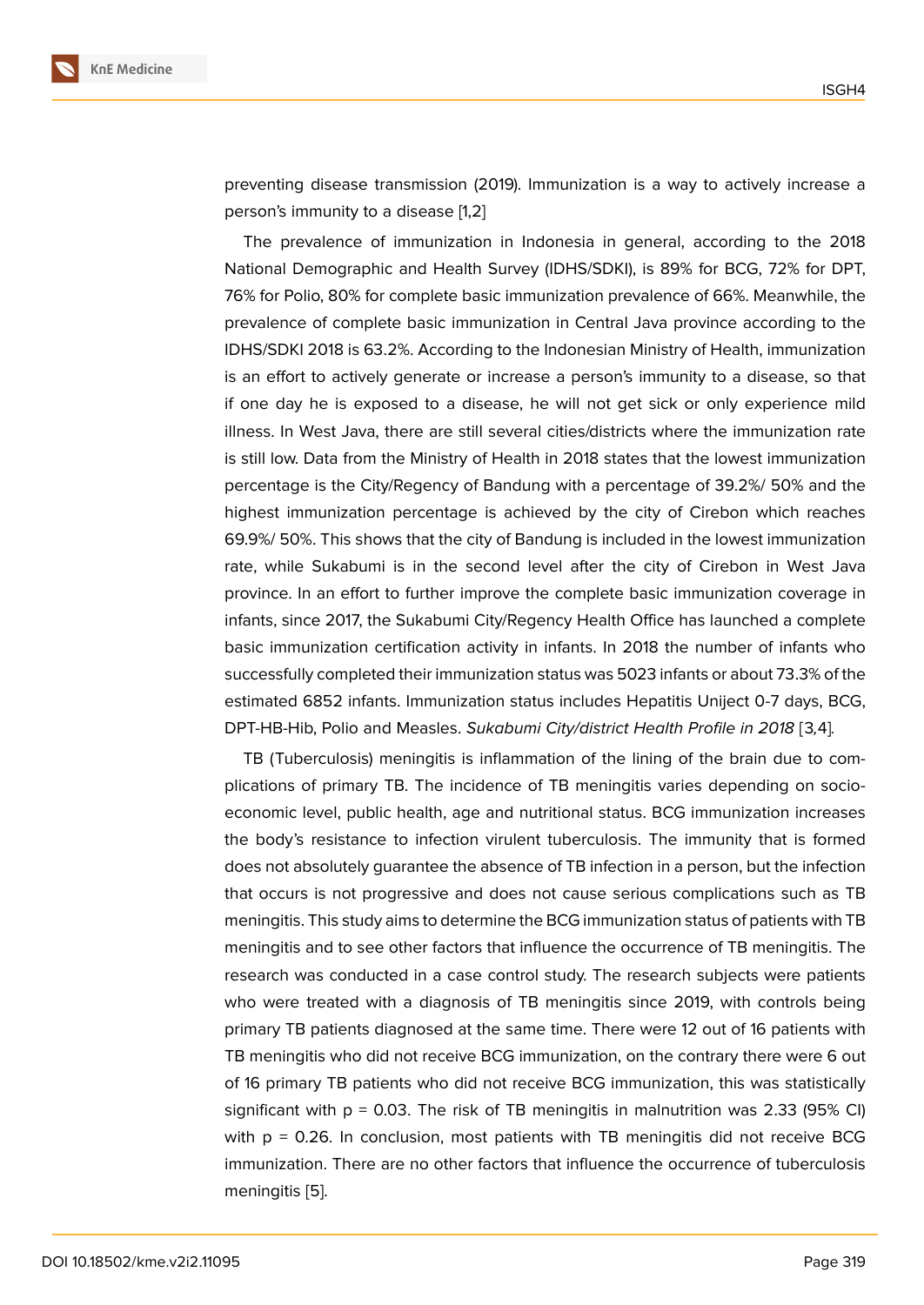preventing disease transmission (2019). Immunization is a way to actively increase a person's immunity to a disease [1,2]

The prevalence of immunization in Indonesia in general, according to the 2018 National Demographic and Health Survey (IDHS/SDKI), is 89% for BCG, 72% for DPT, 76% for Polio, 80% for complete basic immunization prevalence of 66%. Meanwhile, the prevalence of complete basic immunization in Central Java province according to the IDHS/SDKI 2018 is 63.2%. According to the Indonesian Ministry of Health, immunization is an effort to actively generate or increase a person's immunity to a disease, so that if one day he is exposed to a disease, he will not get sick or only experience mild illness. In West Java, there are still several cities/districts where the immunization rate is still low. Data from the Ministry of Health in 2018 states that the lowest immunization percentage is the City/Regency of Bandung with a percentage of 39.2%/ 50% and the highest immunization percentage is achieved by the city of Cirebon which reaches 69.9%/ 50%. This shows that the city of Bandung is included in the lowest immunization rate, while Sukabumi is in the second level after the city of Cirebon in West Java province. In an effort to further improve the complete basic immunization coverage in infants, since 2017, the Sukabumi City/Regency Health Office has launched a complete basic immunization certification activity in infants. In 2018 the number of infants who successfully completed their immunization status was 5023 infants or about 73.3% of the estimated 6852 infants. Immunization status includes Hepatitis Uniject 0-7 days, BCG, DPT-HB-Hib, Polio and Measles. *Sukabumi City/district Health Profile in 2018* [3,4].

TB (Tuberculosis) meningitis is inflammation of the lining of the brain due to complications of primary TB. The incidence of TB meningitis varies depending on socio-economic level, public health, age and nutritional status. BCG immunization increases the body's resistance to infection virulent tuberculosis. The immunity that is formed does not absolutely guarantee the absence of TB infection in a person, but the infection that occurs is not progressive and does not cause serious complications such as TB meningitis. This study aims to determine the BCG immunization status of patients with TB meningitis and to see other factors that influence the occurrence of TB meningitis. The research was conducted in a case control study. The research subjects were patients who were treated with a diagnosis of TB meningitis since 2019, with controls being primary TB patients diagnosed at the same time. There were 12 out of 16 patients with TB meningitis who did not receive BCG immunization, on the contrary there were 6 out of 16 primary TB patients who did not receive BCG immunization, this was statistically significant with $p = 0.03$. The risk of TB meningitis in malnutrition was 2.33 (95% CI) with $p = 0.26$. In conclusion, most patients with TB meningitis did not receive BCG immunization. There are no other factors that influence the occurrence of tuberculosis meningitis [5].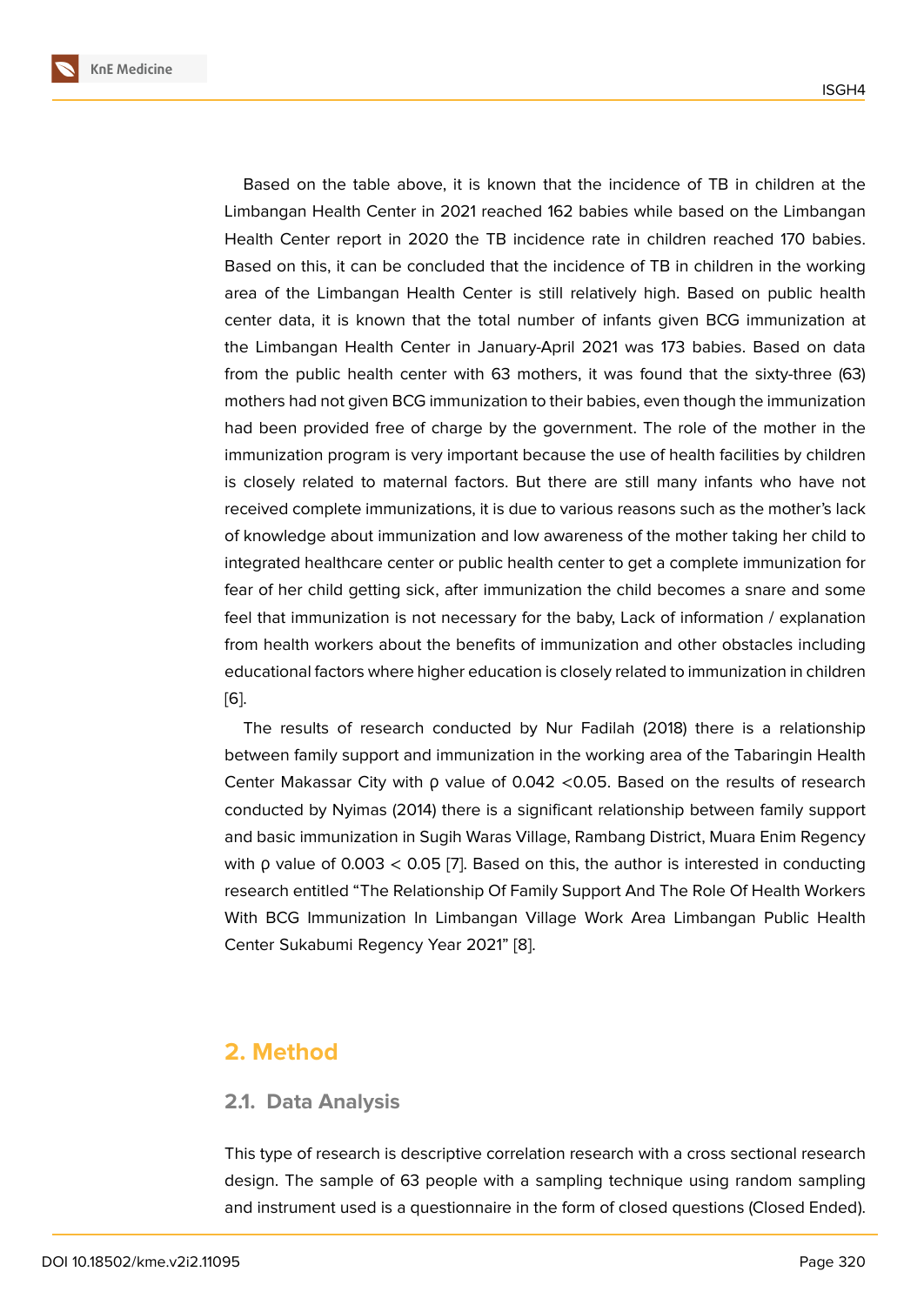Based on the table above, it is known that the incidence of TB in children at the Limbangan Health Center in 2021 reached 162 babies while based on the Limbangan Health Center report in 2020 the TB incidence rate in children reached 170 babies. Based on this, it can be concluded that the incidence of TB in children in the working area of the Limbangan Health Center is still relatively high. Based on public health center data, it is known that the total number of infants given BCG immunization at the Limbangan Health Center in January-April 2021 was 173 babies. Based on data from the public health center with 63 mothers, it was found that the sixty-three (63) mothers had not given BCG immunization to their babies, even though the immunization had been provided free of charge by the government. The role of the mother in the immunization program is very important because the use of health facilities by children is closely related to maternal factors. But there are still many infants who have not received complete immunizations, it is due to various reasons such as the mother's lack of knowledge about immunization and low awareness of the mother taking her child to integrated healthcare center or public health center to get a complete immunization for fear of her child getting sick, after immunization the child becomes a snare and some feel that immunization is not necessary for the baby, Lack of information / explanation from health workers about the benefits of immunization and other obstacles including educational factors where higher education is closely related to immunization in children [6].

The results of research conducted by Nur Fadilah (2018) there is a relationship between family support and immunization in the working area of the Tabaringin Health Center Makassar City with ρ value of 0.042 <0.05. Based on the results of research conducted by Nyimas (2014) there is a significant relationship between family support and basic immunization in Sugih Waras Village, Rambang District, Muara Enim Regency with ρ value of 0.003 < 0.05 [7]. Based on this, the author is interested in conducting research entitled "The Relationship Of Family Support And The Role Of Health Workers With BCG Immunization In Limbangan Village Work Area Limbangan Public Health Center Sukabumi Regency Year 2021" [8].

## 2. Method

### 2.1. Data Analysis

This type of research is descriptive correlation research with a cross sectional research design. The sample of 63 people with a sampling technique using random sampling and instrument used is a questionnaire in the form of closed questions (Closed Ended).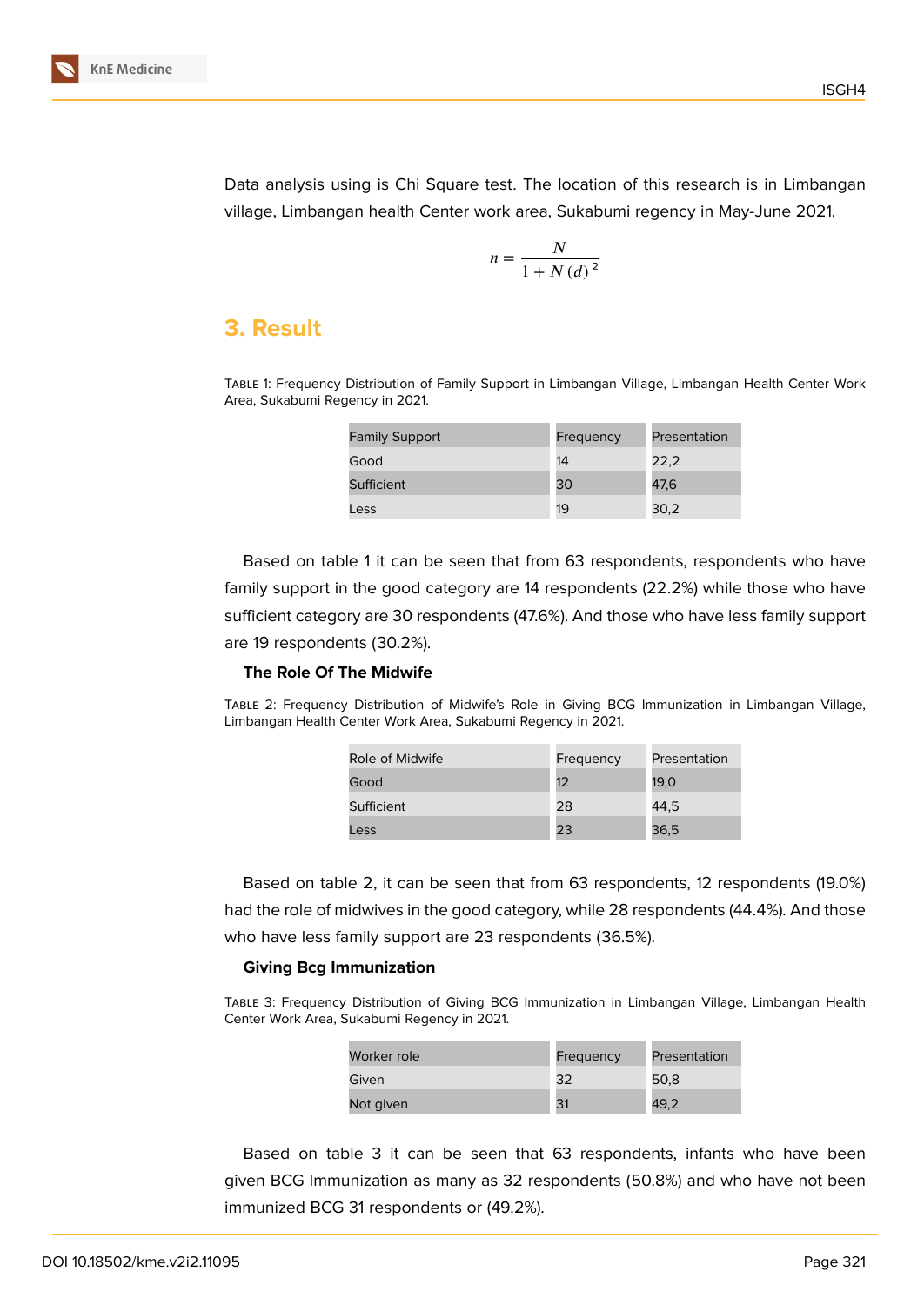Data analysis using is Chi Square test. The location of this research is in Limbangan village, Limbangan health Center work area, Sukabumi regency in May-June 2021.

$$n = \frac{N}{1 + N(d)^2}$$

## 3. Result

Table 1: Frequency Distribution of Family Support in Limbangan Village, Limbangan Health Center Work Area, Sukabumi Regency in 2021.

| Family Support | Frequency | Presentation |
|---|---|---|
| Good | 14 | 22,2 |
| Sufficient | 30 | 47,6 |
| Less | 19 | 30,2 |

Based on table 1 it can be seen that from 63 respondents, respondents who have family support in the good category are 14 respondents (22.2%) while those who have sufficient category are 30 respondents (47.6%). And those who have less family support are 19 respondents (30.2%).

**The Role Of The Midwife**

Table 2: Frequency Distribution of Midwife's Role in Giving BCG Immunization in Limbangan Village, Limbangan Health Center Work Area, Sukabumi Regency in 2021.

| Role of Midwife | Frequency | Presentation |
|---|---|---|
| Good | 12 | 19,0 |
| Sufficient | 28 | 44,5 |
| Less | 23 | 36,5 |

Based on table 2, it can be seen that from 63 respondents, 12 respondents (19.0%) had the role of midwives in the good category, while 28 respondents (44.4%). And those who have less family support are 23 respondents (36.5%).

**Giving Bcg Immunization**

Table 3: Frequency Distribution of Giving BCG Immunization in Limbangan Village, Limbangan Health Center Work Area, Sukabumi Regency in 2021.

| Worker role | Frequency | Presentation |
|---|---|---|
| Given | 32 | 50,8 |
| Not given | 31 | 49,2 |

Based on table 3 it can be seen that 63 respondents, infants who have been given BCG Immunization as many as 32 respondents (50.8%) and who have not been immunized BCG 31 respondents or (49.2%).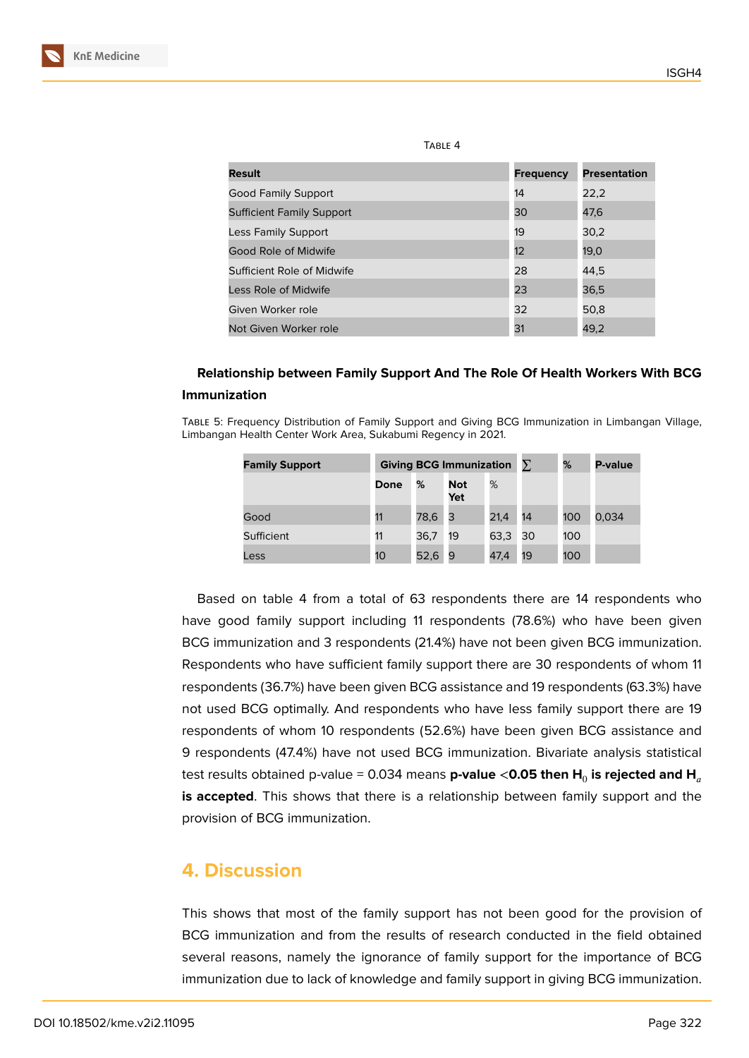Table 4

| Result | Frequency | Presentation |
|---|---|---|
| Good Family Support | 14 | 22,2 |
| Sufficient Family Support | 30 | 47,6 |
| Less Family Support | 19 | 30,2 |
| Good Role of Midwife | 12 | 19,0 |
| Sufficient Role of Midwife | 28 | 44,5 |
| Less Role of Midwife | 23 | 36,5 |
| Given Worker role | 32 | 50,8 |
| Not Given Worker role | 31 | 49,2 |

### Relationship between Family Support And The Role Of Health Workers With BCG Immunization

Table 5: Frequency Distribution of Family Support and Giving BCG Immunization in Limbangan Village, Limbangan Health Center Work Area, Sukabumi Regency in 2021.

| Family Support | Giving BCG Immunization | | | | ∑ | % | P-value |
|---|---|---|---|---|---|---|---|
| | Done | % | Not Yet | % | | | |
| Good | 11 | 78,6 | 3 | 21,4 | 14 | 100 | 0,034 |
| Sufficient | 11 | 36,7 | 19 | 63,3 | 30 | 100 | |
| Less | 10 | 52,6 | 9 | 47,4 | 19 | 100 | |

Based on table 4 from a total of 63 respondents there are 14 respondents who have good family support including 11 respondents (78.6%) who have been given BCG immunization and 3 respondents (21.4%) have not been given BCG immunization. Respondents who have sufficient family support there are 30 respondents of whom 11 respondents (36.7%) have been given BCG assistance and 19 respondents (63.3%) have not used BCG optimally. And respondents who have less family support there are 19 respondents of whom 10 respondents (52.6%) have been given BCG assistance and 9 respondents (47.4%) have not used BCG immunization. Bivariate analysis statistical test results obtained p-value = 0.034 means **p-value <0.05 then $H_0$ is rejected and $H_a$ is accepted**. This shows that there is a relationship between family support and the provision of BCG immunization.

## 4. Discussion

This shows that most of the family support has not been good for the provision of BCG immunization and from the results of research conducted in the field obtained several reasons, namely the ignorance of family support for the importance of BCG immunization due to lack of knowledge and family support in giving BCG immunization.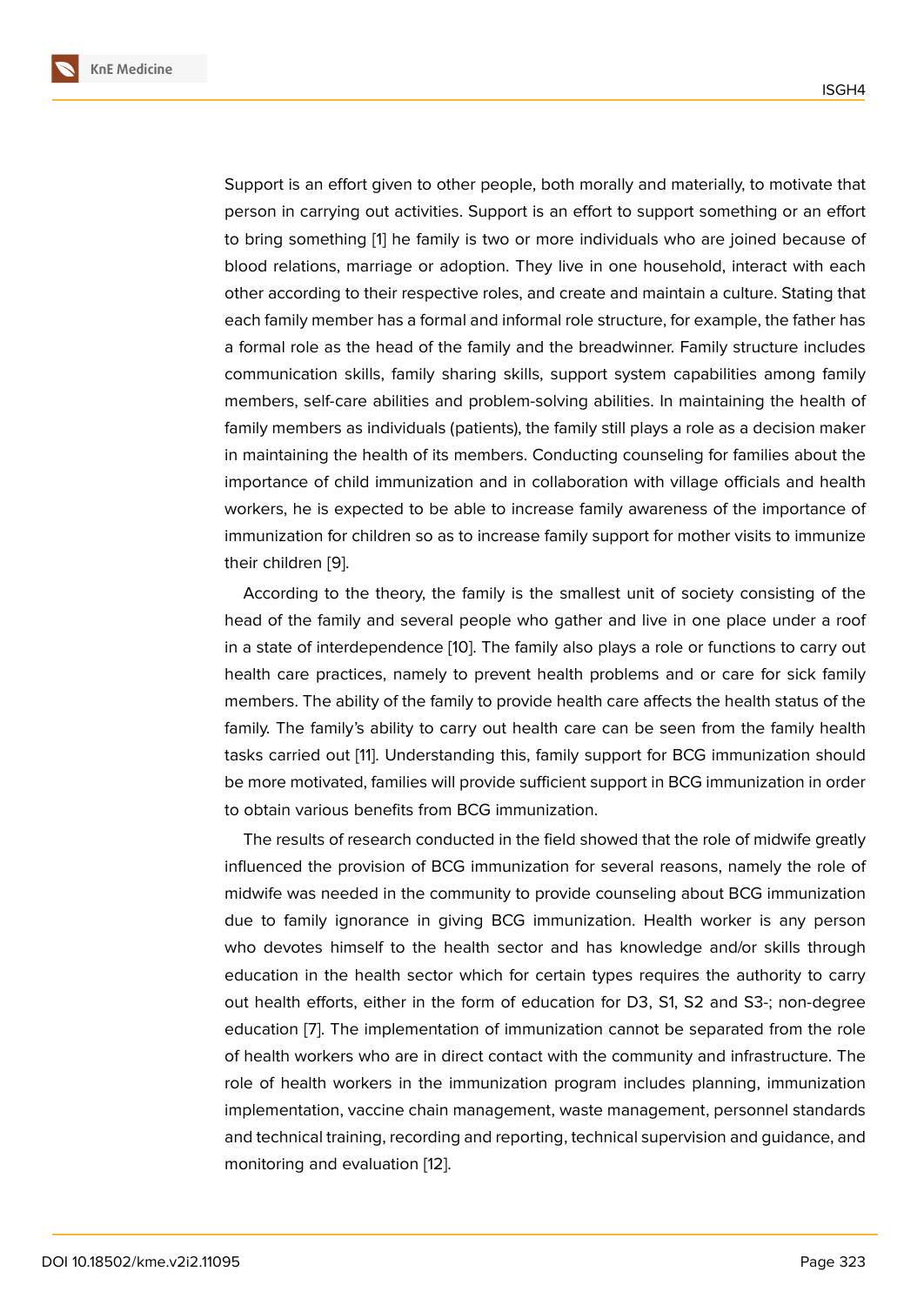Support is an effort given to other people, both morally and materially, to motivate that person in carrying out activities. Support is an effort to support something or an effort to bring something [1] he family is two or more individuals who are joined because of blood relations, marriage or adoption. They live in one household, interact with each other according to their respective roles, and create and maintain a culture. Stating that each family member has a formal and informal role structure, for example, the father has a formal role as the head of the family and the breadwinner. Family structure includes communication skills, family sharing skills, support system capabilities among family members, self-care abilities and problem-solving abilities. In maintaining the health of family members as individuals (patients), the family still plays a role as a decision maker in maintaining the health of its members. Conducting counseling for families about the importance of child immunization and in collaboration with village officials and health workers, he is expected to be able to increase family awareness of the importance of immunization for children so as to increase family support for mother visits to immunize their children [9].

According to the theory, the family is the smallest unit of society consisting of the head of the family and several people who gather and live in one place under a roof in a state of interdependence [10]. The family also plays a role or functions to carry out health care practices, namely to prevent health problems and or care for sick family members. The ability of the family to provide health care affects the health status of the family. The family's ability to carry out health care can be seen from the family health tasks carried out [11]. Understanding this, family support for BCG immunization should be more motivated, families will provide sufficient support in BCG immunization in order to obtain various benefits from BCG immunization.

The results of research conducted in the field showed that the role of midwife greatly influenced the provision of BCG immunization for several reasons, namely the role of midwife was needed in the community to provide counseling about BCG immunization due to family ignorance in giving BCG immunization. Health worker is any person who devotes himself to the health sector and has knowledge and/or skills through education in the health sector which for certain types requires the authority to carry out health efforts, either in the form of education for D3, S1, S2 and S3-; non-degree education [7]. The implementation of immunization cannot be separated from the role of health workers who are in direct contact with the community and infrastructure. The role of health workers in the immunization program includes planning, immunization implementation, vaccine chain management, waste management, personnel standards and technical training, recording and reporting, technical supervision and guidance, and monitoring and evaluation [12].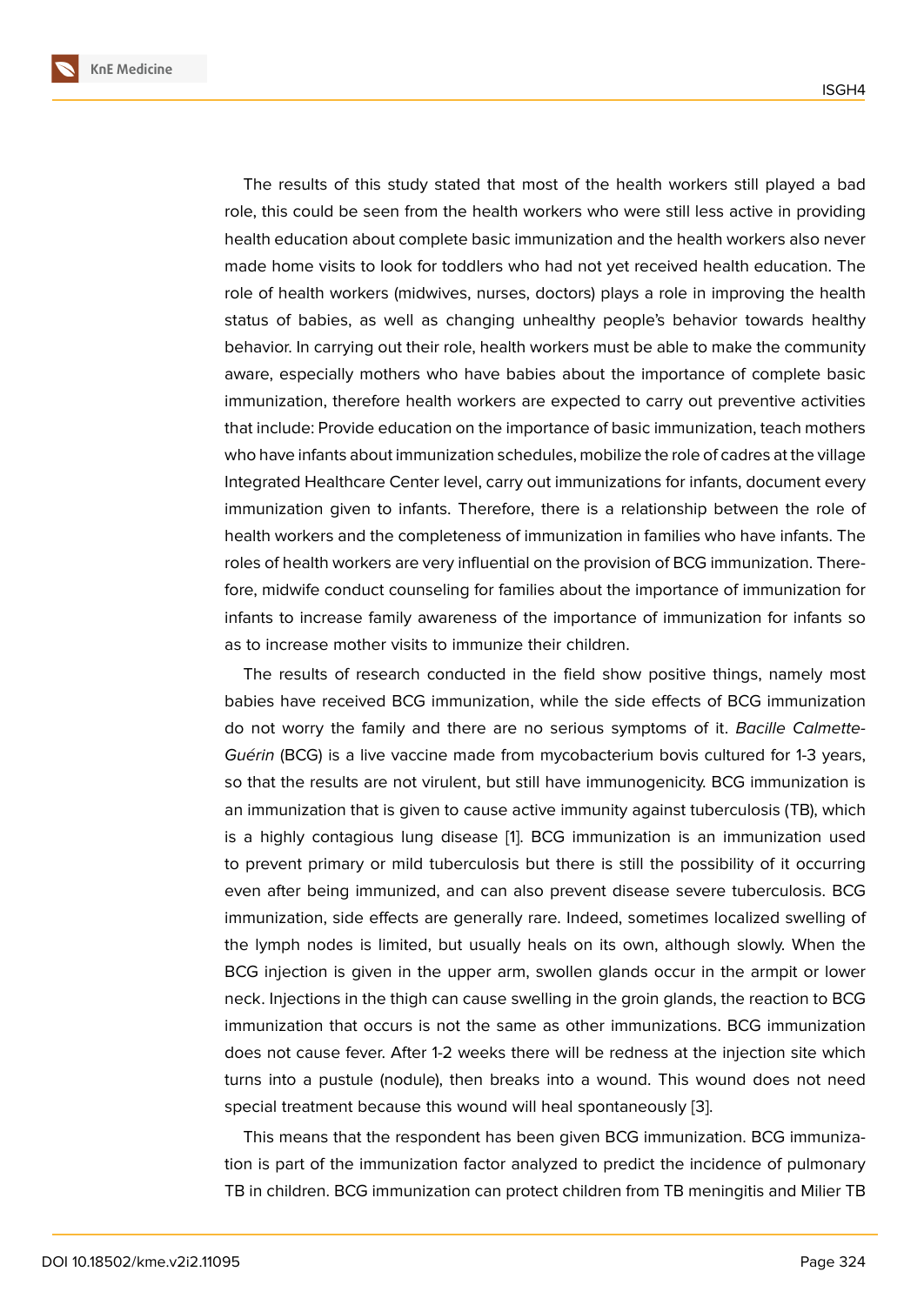The results of this study stated that most of the health workers still played a bad role, this could be seen from the health workers who were still less active in providing health education about complete basic immunization and the health workers also never made home visits to look for toddlers who had not yet received health education. The role of health workers (midwives, nurses, doctors) plays a role in improving the health status of babies, as well as changing unhealthy people's behavior towards healthy behavior. In carrying out their role, health workers must be able to make the community aware, especially mothers who have babies about the importance of complete basic immunization, therefore health workers are expected to carry out preventive activities that include: Provide education on the importance of basic immunization, teach mothers who have infants about immunization schedules, mobilize the role of cadres at the village Integrated Healthcare Center level, carry out immunizations for infants, document every immunization given to infants. Therefore, there is a relationship between the role of health workers and the completeness of immunization in families who have infants. The roles of health workers are very influential on the provision of BCG immunization. Therefore, midwife conduct counseling for families about the importance of immunization for infants to increase family awareness of the importance of immunization for infants so as to increase mother visits to immunize their children.

The results of research conducted in the field show positive things, namely most babies have received BCG immunization, while the side effects of BCG immunization do not worry the family and there are no serious symptoms of it. *Bacille Calmette-Guérin* (BCG) is a live vaccine made from mycobacterium bovis cultured for 1-3 years, so that the results are not virulent, but still have immunogenicity. BCG immunization is an immunization that is given to cause active immunity against tuberculosis (TB), which is a highly contagious lung disease [1]. BCG immunization is an immunization used to prevent primary or mild tuberculosis but there is still the possibility of it occurring even after being immunized, and can also prevent disease severe tuberculosis. BCG immunization, side effects are generally rare. Indeed, sometimes localized swelling of the lymph nodes is limited, but usually heals on its own, although slowly. When the BCG injection is given in the upper arm, swollen glands occur in the armpit or lower neck. Injections in the thigh can cause swelling in the groin glands, the reaction to BCG immunization that occurs is not the same as other immunizations. BCG immunization does not cause fever. After 1-2 weeks there will be redness at the injection site which turns into a pustule (nodule), then breaks into a wound. This wound does not need special treatment because this wound will heal spontaneously [3].

This means that the respondent has been given BCG immunization. BCG immunization is part of the immunization factor analyzed to predict the incidence of pulmonary TB in children. BCG immunization can protect children from TB meningitis and Milier TB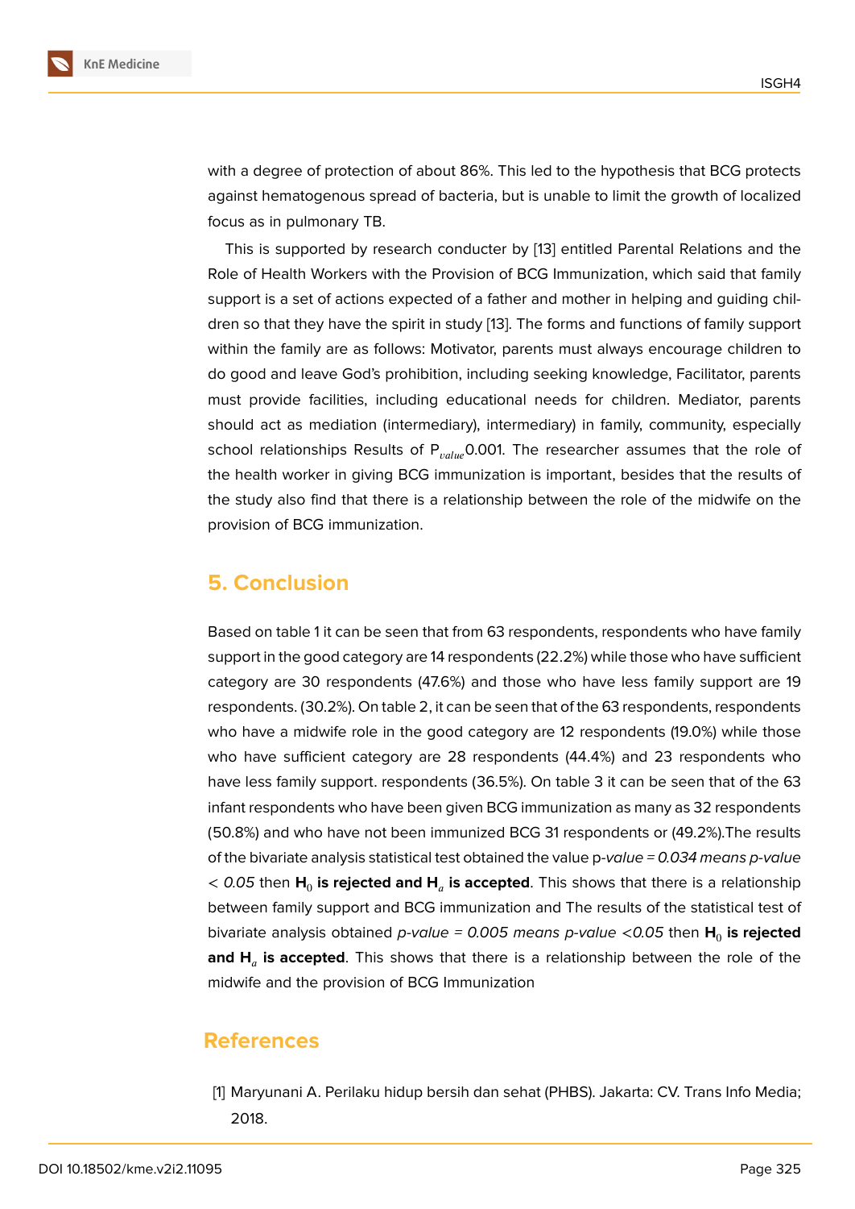with a degree of protection of about 86%. This led to the hypothesis that BCG protects against hematogenous spread of bacteria, but is unable to limit the growth of localized focus as in pulmonary TB.

This is supported by research conducter by [13] entitled Parental Relations and the Role of Health Workers with the Provision of BCG Immunization, which said that family support is a set of actions expected of a father and mother in helping and guiding children so that they have the spirit in study [13]. The forms and functions of family support within the family are as follows: Motivator, parents must always encourage children to do good and leave God's prohibition, including seeking knowledge, Facilitator, parents must provide facilities, including educational needs for children. Mediator, parents should act as mediation (intermediary), intermediary) in family, community, especially school relationships Results of $P_{value}$0.001. The researcher assumes that the role of the health worker in giving BCG immunization is important, besides that the results of the study also find that there is a relationship between the role of the midwife on the provision of BCG immunization.

## 5. Conclusion

Based on table 1 it can be seen that from 63 respondents, respondents who have family support in the good category are 14 respondents (22.2%) while those who have sufficient category are 30 respondents (47.6%) and those who have less family support are 19 respondents. (30.2%). On table 2, it can be seen that of the 63 respondents, respondents who have a midwife role in the good category are 12 respondents (19.0%) while those who have sufficient category are 28 respondents (44.4%) and 23 respondents who have less family support. respondents (36.5%). On table 3 it can be seen that of the 63 infant respondents who have been given BCG immunization as many as 32 respondents (50.8%) and who have not been immunized BCG 31 respondents or (49.2%).The results of the bivariate analysis statistical test obtained the value p-*value = 0.034 means p-value < 0.05* then **$H_0$ is rejected and $H_a$ is accepted**. This shows that there is a relationship between family support and BCG immunization and The results of the statistical test of bivariate analysis obtained *p-value = 0.005 means p-value <0.05* then **$H_0$ is rejected and $H_a$ is accepted**. This shows that there is a relationship between the role of the midwife and the provision of BCG Immunization

## References

[1] Maryunani A. Perilaku hidup bersih dan sehat (PHBS). Jakarta: CV. Trans Info Media; 2018.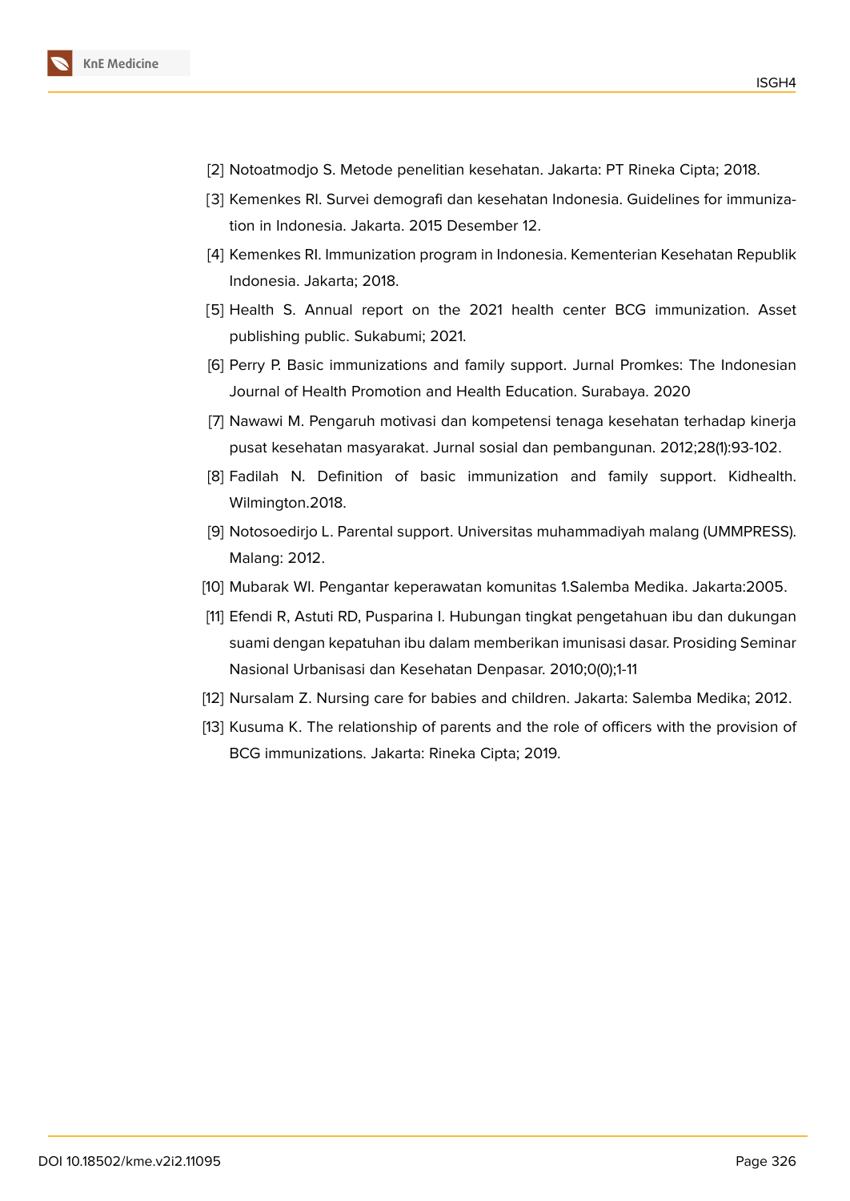[2] Notoatmodjo S. Metode penelitian kesehatan. Jakarta: PT Rineka Cipta; 2018.

[3] Kemenkes RI. Survei demografi dan kesehatan Indonesia. Guidelines for immunization in Indonesia. Jakarta. 2015 Desember 12.

[4] Kemenkes RI. Immunization program in Indonesia. Kementerian Kesehatan Republik Indonesia. Jakarta; 2018.

[5] Health S. Annual report on the 2021 health center BCG immunization. Asset publishing public. Sukabumi; 2021.

[6] Perry P. Basic immunizations and family support. Jurnal Promkes: The Indonesian Journal of Health Promotion and Health Education. Surabaya. 2020

[7] Nawawi M. Pengaruh motivasi dan kompetensi tenaga kesehatan terhadap kinerja pusat kesehatan masyarakat. Jurnal sosial dan pembangunan. 2012;28(1):93-102.

[8] Fadilah N. Definition of basic immunization and family support. Kidhealth. Wilmington.2018.

[9] Notosoedirjo L. Parental support. Universitas muhammadiyah malang (UMMPRESS). Malang: 2012.

[10] Mubarak WI. Pengantar keperawatan komunitas 1.Salemba Medika. Jakarta:2005.

[11] Efendi R, Astuti RD, Pusparina I. Hubungan tingkat pengetahuan ibu dan dukungan suami dengan kepatuhan ibu dalam memberikan imunisasi dasar. Prosiding Seminar Nasional Urbanisasi dan Kesehatan Denpasar. 2010;0(0);1-11

[12] Nursalam Z. Nursing care for babies and children. Jakarta: Salemba Medika; 2012.

[13] Kusuma K. The relationship of parents and the role of officers with the provision of BCG immunizations. Jakarta: Rineka Cipta; 2019.